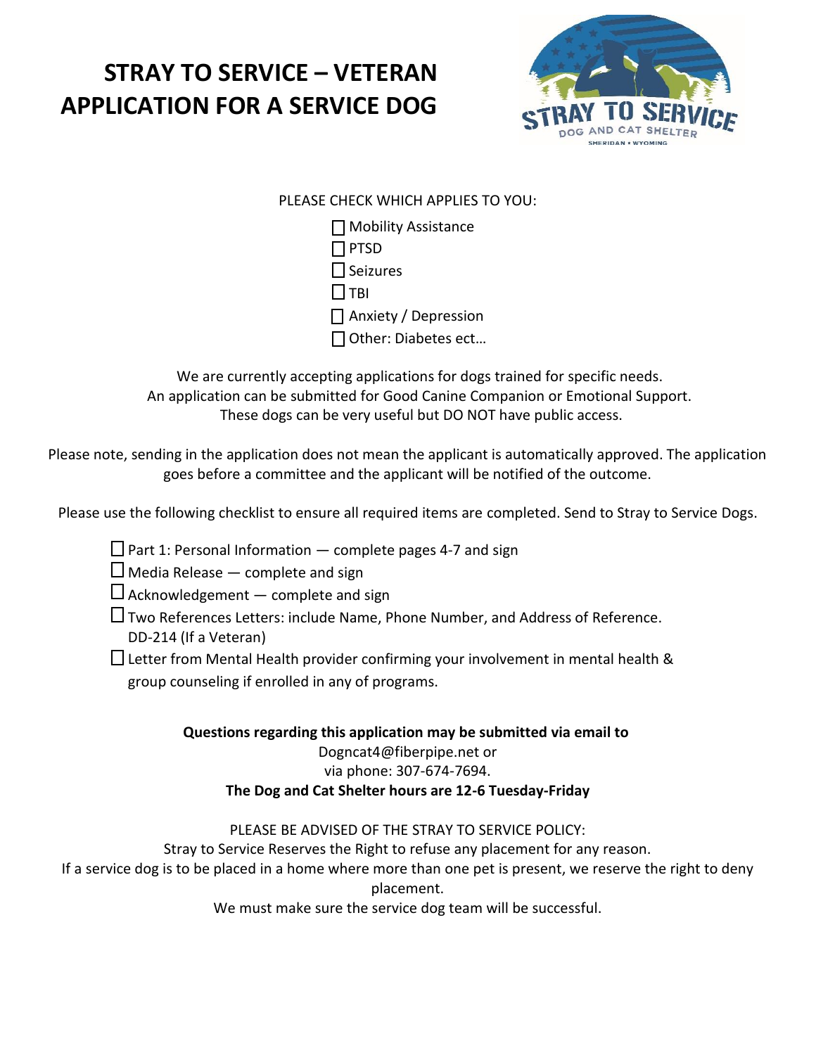# STRAY TO SERVICE – VETERAN APPLICATION FOR A SERVICE DOG

PLEASE CHECK WHICH APPLIES TO YOU:

- ☐ Mobility Assistance
- ☐ PTSD
- ☐ Seizures
- ☐ TBI
- ☐ Anxiety / Depression
- ☐ Other: Diabetes ect…

We are currently accepting applications for dogs trained for specific needs.
An application can be submitted for Good Canine Companion or Emotional Support.
These dogs can be very useful but DO NOT have public access.

Please note, sending in the application does not mean the applicant is automatically approved. The application goes before a committee and the applicant will be notified of the outcome.

Please use the following checklist to ensure all required items are completed. Send to Stray to Service Dogs.

- ☐ Part 1: Personal Information — complete pages 4-7 and sign
- ☐ Media Release — complete and sign
- ☐ Acknowledgement — complete and sign
- ☐ Two References Letters: include Name, Phone Number, and Address of Reference. DD-214 (If a Veteran)
- ☐ Letter from Mental Health provider confirming your involvement in mental health & group counseling if enrolled in any of programs.

**Questions regarding this application may be submitted via email to**
Dogncat4@fiberpipe.net or
via phone: 307-674-7694.
**The Dog and Cat Shelter hours are 12-6 Tuesday-Friday**

PLEASE BE ADVISED OF THE STRAY TO SERVICE POLICY:
Stray to Service Reserves the Right to refuse any placement for any reason.
If a service dog is to be placed in a home where more than one pet is present, we reserve the right to deny placement.
We must make sure the service dog team will be successful.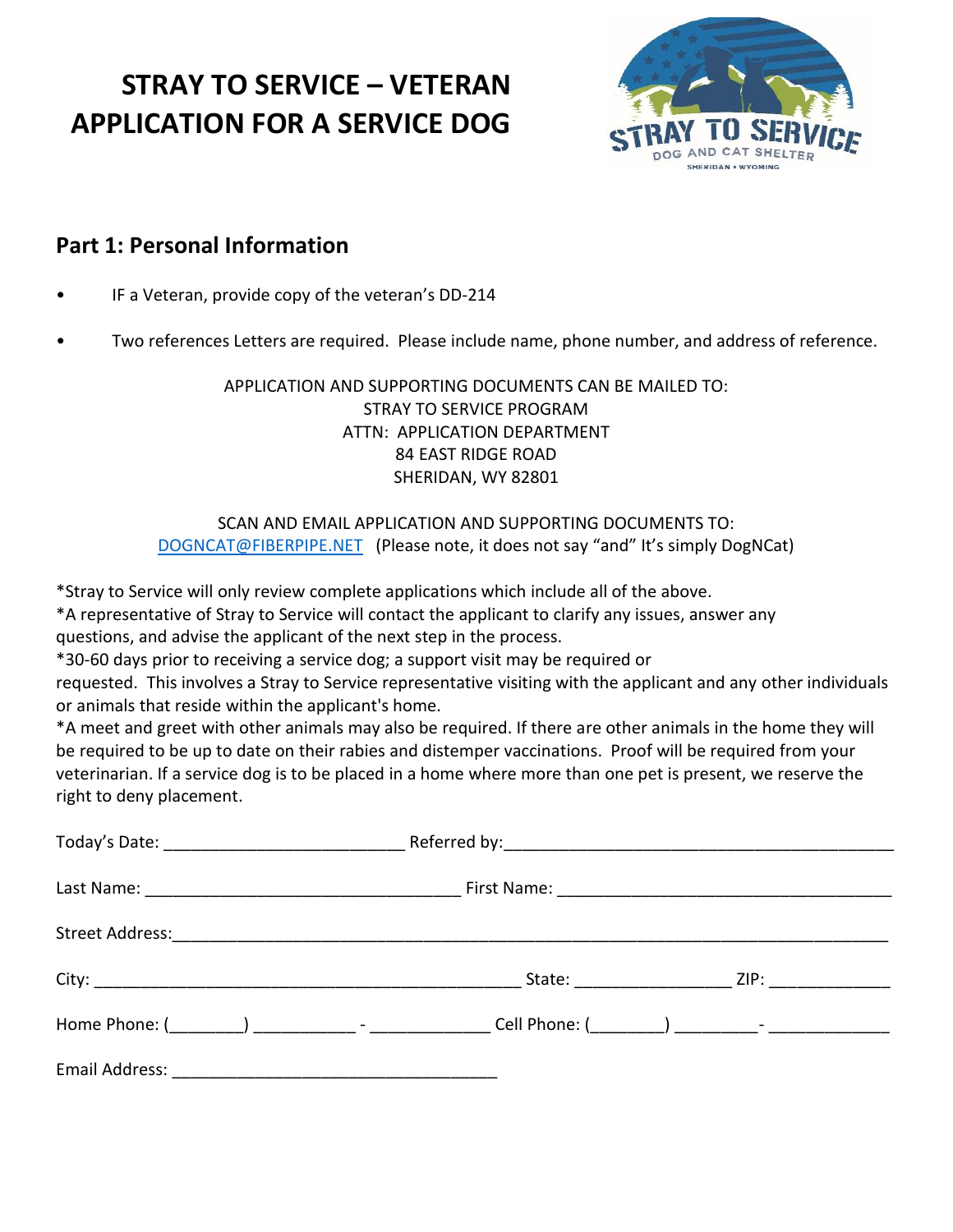# STRAY TO SERVICE – VETERAN APPLICATION FOR A SERVICE DOG

## Part 1: Personal Information

- IF a Veteran, provide copy of the veteran's DD-214
- Two references Letters are required. Please include name, phone number, and address of reference.

APPLICATION AND SUPPORTING DOCUMENTS CAN BE MAILED TO:
STRAY TO SERVICE PROGRAM
ATTN: APPLICATION DEPARTMENT
84 EAST RIDGE ROAD
SHERIDAN, WY 82801

SCAN AND EMAIL APPLICATION AND SUPPORTING DOCUMENTS TO:
DOGNCAT@FIBERPIPE.NET (Please note, it does not say "and" It's simply DogNCat)

*Stray to Service will only review complete applications which include all of the above.
*A representative of Stray to Service will contact the applicant to clarify any issues, answer any questions, and advise the applicant of the next step in the process.
*30-60 days prior to receiving a service dog; a support visit may be required or requested. This involves a Stray to Service representative visiting with the applicant and any other individuals or animals that reside within the applicant's home.
*A meet and greet with other animals may also be required. If there are other animals in the home they will be required to be up to date on their rabies and distemper vaccinations. Proof will be required from your veterinarian. If a service dog is to be placed in a home where more than one pet is present, we reserve the right to deny placement.

Today's Date: __________________________ Referred by:___________________________________________

Last Name: __________________________________ First Name: ____________________________________

Street Address:_______________________________________________________________________________

City: ______________________________________________ State: ________________ ZIP: _____________

Home Phone: (________) ___________ - _____________ Cell Phone: (________) _________- _____________

Email Address: ___________________________________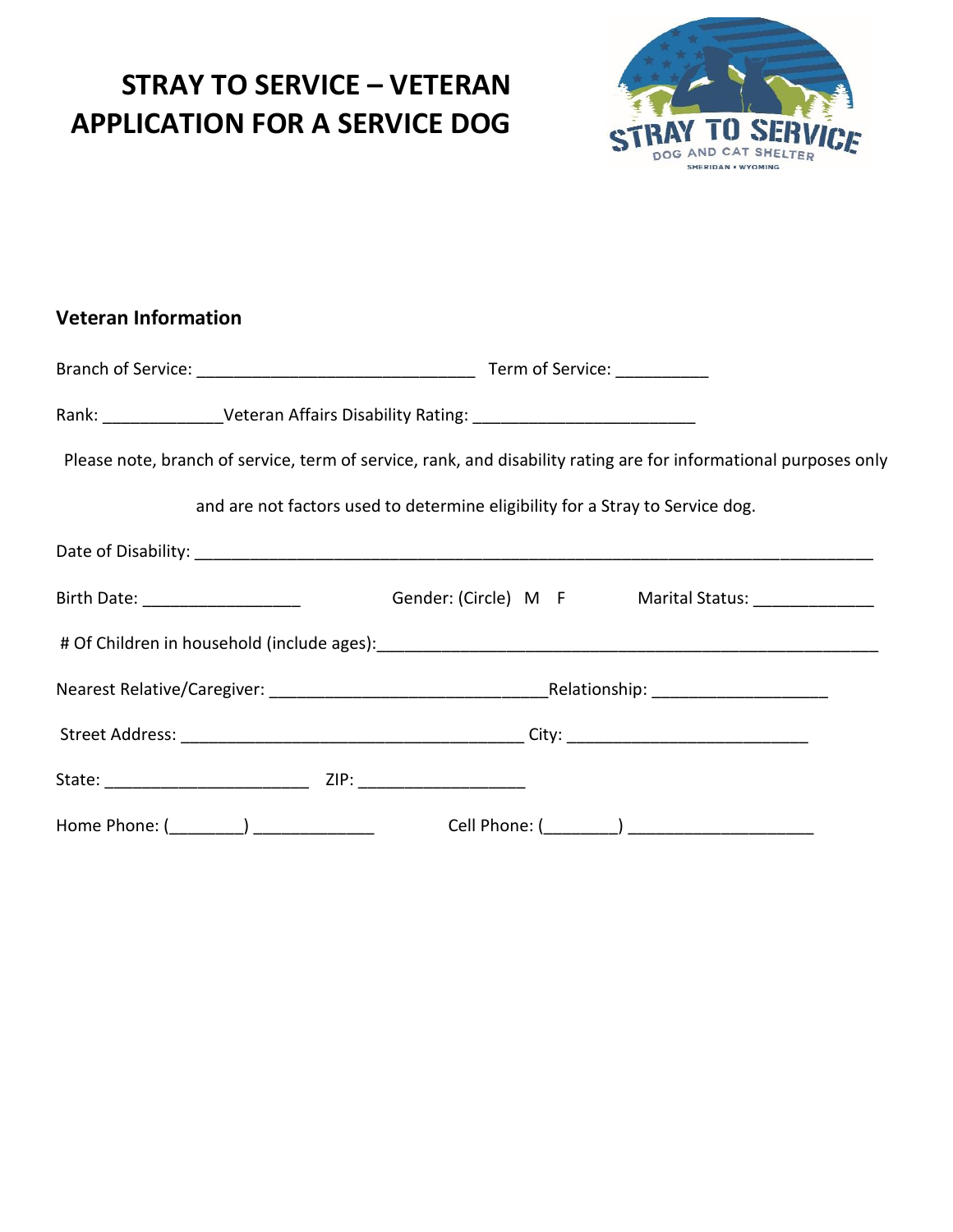# STRAY TO SERVICE – VETERAN APPLICATION FOR A SERVICE DOG

STRAY TO SERVICE
DOG AND CAT SHELTER
SHERIDAN • WYOMING

## Veteran Information

Branch of Service: _____________________________ Term of Service: __________

Rank: _____________Veteran Affairs Disability Rating: _______________________

Please note, branch of service, term of service, rank, and disability rating are for informational purposes only and are not factors used to determine eligibility for a Stray to Service dog.

Date of Disability: ______________________________________________________________________

Birth Date: ________________ Gender: (Circle) M F Marital Status: _____________

# Of Children in household (include ages):____________________________________________________

Nearest Relative/Caregiver: _____________________________Relationship: __________________

Street Address: ____________________________________ City: _________________________

State: _____________________ ZIP: _________________

Home Phone: (________) _____________ Cell Phone: (________) ___________________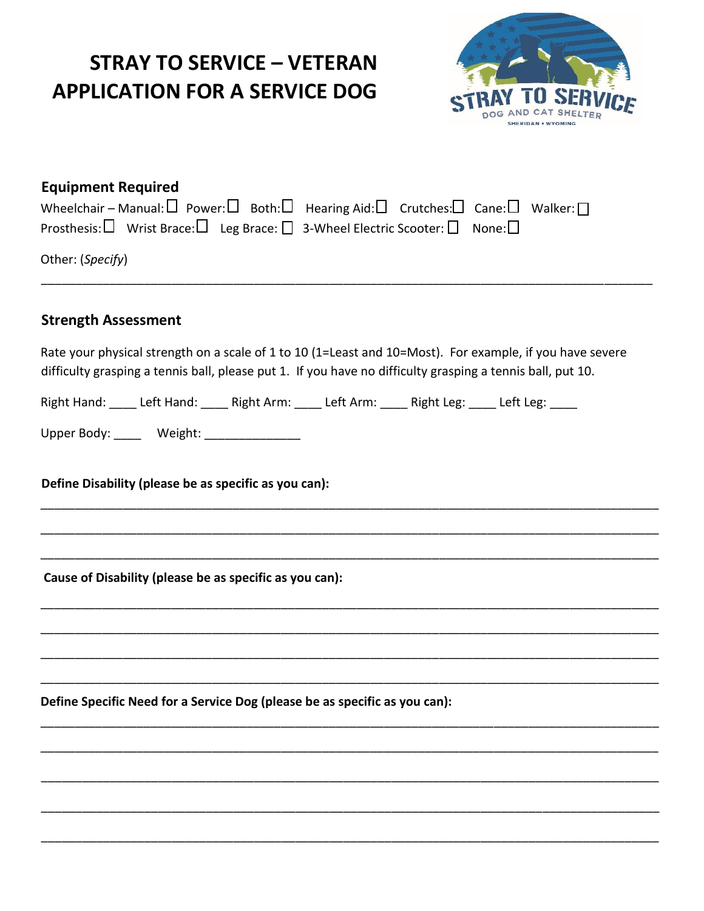# STRAY TO SERVICE – VETERAN APPLICATION FOR A SERVICE DOG

## Equipment Required

Wheelchair – Manual: ☐ Power: ☐ Both: ☐ Hearing Aid: ☐ Crutches: ☐ Cane: ☐ Walker: ☐
Prosthesis: ☐ Wrist Brace: ☐ Leg Brace: ☐ 3-Wheel Electric Scooter: ☐ None: ☐

Other: (*Specify*)

______________________________________________________________________________

## Strength Assessment

Rate your physical strength on a scale of 1 to 10 (1=Least and 10=Most). For example, if you have severe difficulty grasping a tennis ball, please put 1. If you have no difficulty grasping a tennis ball, put 10.

Right Hand: ____ Left Hand: ____ Right Arm: ____ Left Arm: ____ Right Leg: ____ Left Leg: ____

Upper Body: ____ Weight: ______________

**Define Disability (please be as specific as you can):**

______________________________________________________________________________

______________________________________________________________________________

______________________________________________________________________________

**Cause of Disability (please be as specific as you can):**

______________________________________________________________________________

______________________________________________________________________________

______________________________________________________________________________

______________________________________________________________________________

**Define Specific Need for a Service Dog (please be as specific as you can):**

______________________________________________________________________________

______________________________________________________________________________

______________________________________________________________________________

______________________________________________________________________________

______________________________________________________________________________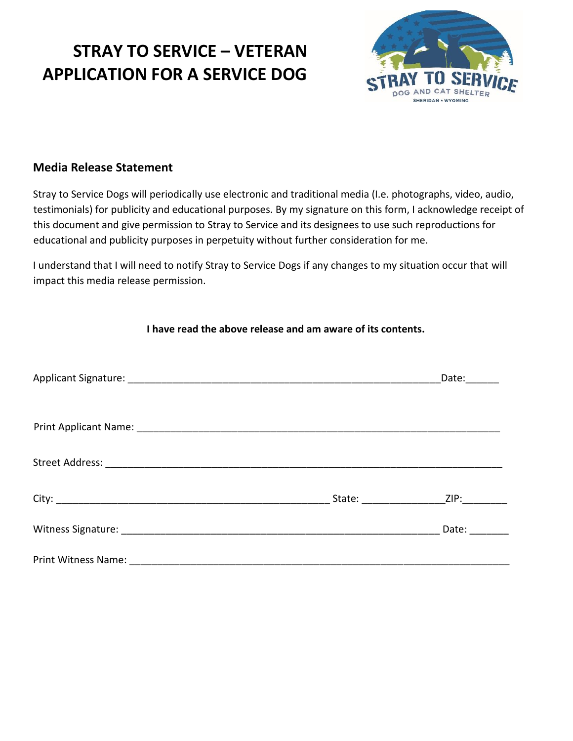# STRAY TO SERVICE – VETERAN APPLICATION FOR A SERVICE DOG

## Media Release Statement

Stray to Service Dogs will periodically use electronic and traditional media (I.e. photographs, video, audio, testimonials) for publicity and educational purposes. By my signature on this form, I acknowledge receipt of this document and give permission to Stray to Service and its designees to use such reproductions for educational and publicity purposes in perpetuity without further consideration for me.

I understand that I will need to notify Stray to Service Dogs if any changes to my situation occur that will impact this media release permission.

**I have read the above release and am aware of its contents.**

Applicant Signature: ____________________________________________________________Date:______

Print Applicant Name: ___________________________________________________________________

Street Address: __________________________________________________________________________

City: __________________________________________________ State: ______________ZIP:________

Witness Signature: ___________________________________________________________ Date: _______

Print Witness Name: _____________________________________________________________________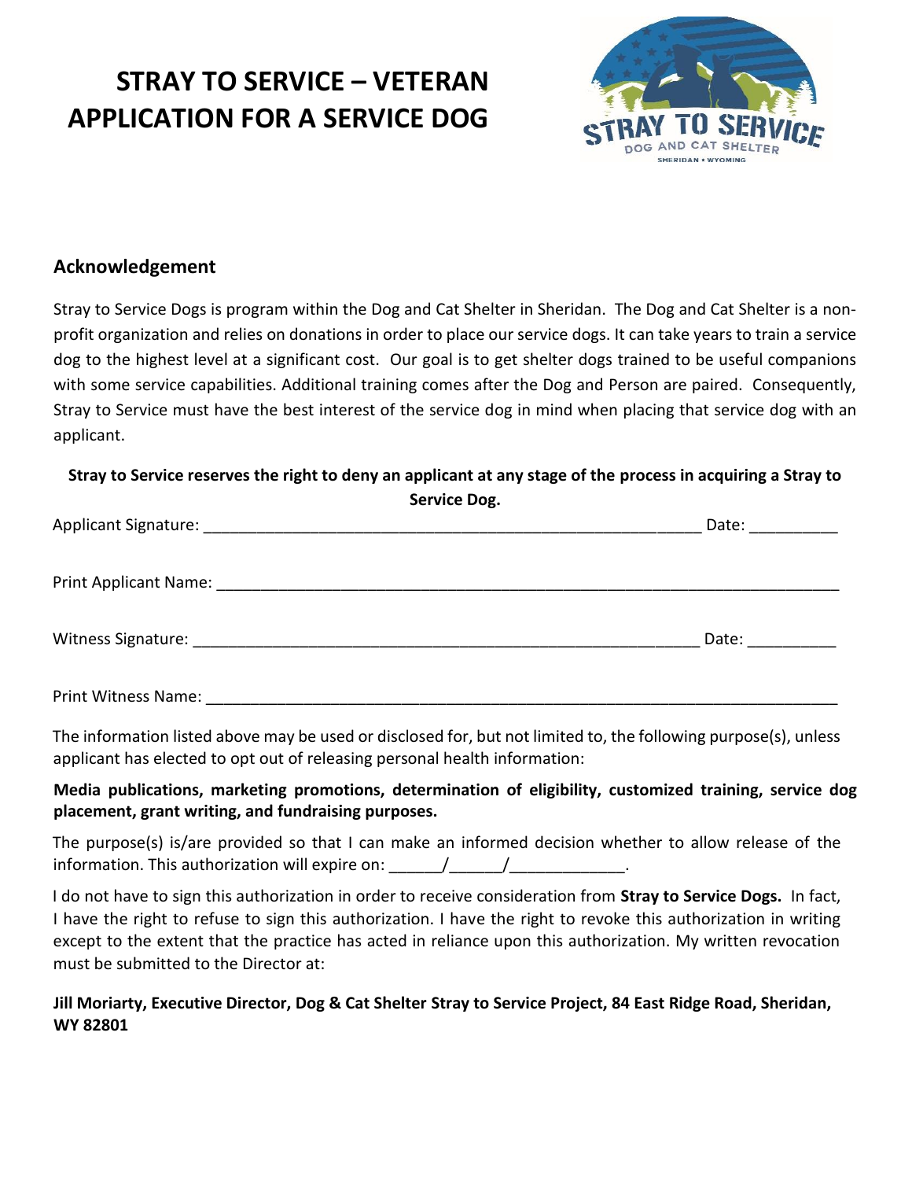# STRAY TO SERVICE – VETERAN APPLICATION FOR A SERVICE DOG

## Acknowledgement

Stray to Service Dogs is program within the Dog and Cat Shelter in Sheridan. The Dog and Cat Shelter is a non-profit organization and relies on donations in order to place our service dogs. It can take years to train a service dog to the highest level at a significant cost. Our goal is to get shelter dogs trained to be useful companions with some service capabilities. Additional training comes after the Dog and Person are paired. Consequently, Stray to Service must have the best interest of the service dog in mind when placing that service dog with an applicant.

**Stray to Service reserves the right to deny an applicant at any stage of the process in acquiring a Stray to Service Dog.**

Applicant Signature: ____________________________________________________________ Date: __________

Print Applicant Name: ________________________________________________________________________

Witness Signature: _____________________________________________________________ Date: __________

Print Witness Name: __________________________________________________________________________

The information listed above may be used or disclosed for, but not limited to, the following purpose(s), unless applicant has elected to opt out of releasing personal health information:

**Media publications, marketing promotions, determination of eligibility, customized training, service dog placement, grant writing, and fundraising purposes.**

The purpose(s) is/are provided so that I can make an informed decision whether to allow release of the information. This authorization will expire on: ______/______/_____________.

I do not have to sign this authorization in order to receive consideration from **Stray to Service Dogs.** In fact, I have the right to refuse to sign this authorization. I have the right to revoke this authorization in writing except to the extent that the practice has acted in reliance upon this authorization. My written revocation must be submitted to the Director at:

**Jill Moriarty, Executive Director, Dog & Cat Shelter Stray to Service Project, 84 East Ridge Road, Sheridan, WY 82801**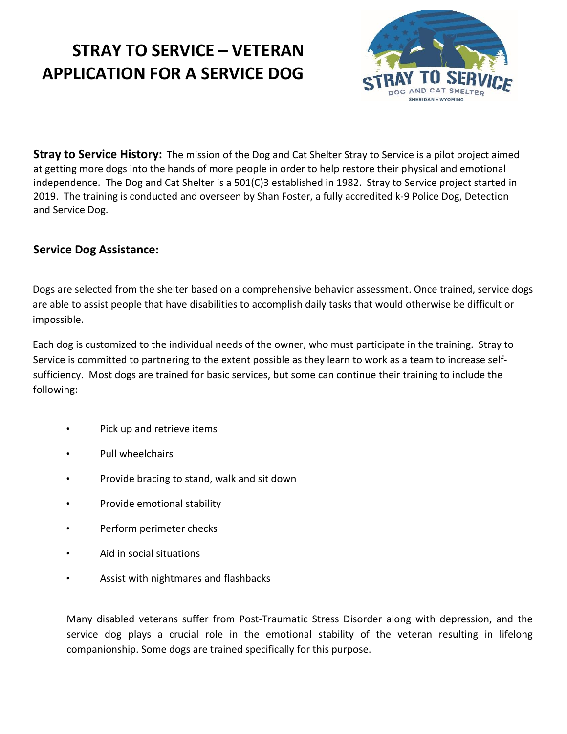# STRAY TO SERVICE – VETERAN APPLICATION FOR A SERVICE DOG

**Stray to Service History:** The mission of the Dog and Cat Shelter Stray to Service is a pilot project aimed at getting more dogs into the hands of more people in order to help restore their physical and emotional independence. The Dog and Cat Shelter is a 501(C)3 established in 1982. Stray to Service project started in 2019. The training is conducted and overseen by Shan Foster, a fully accredited k-9 Police Dog, Detection and Service Dog.

## Service Dog Assistance:

Dogs are selected from the shelter based on a comprehensive behavior assessment. Once trained, service dogs are able to assist people that have disabilities to accomplish daily tasks that would otherwise be difficult or impossible.

Each dog is customized to the individual needs of the owner, who must participate in the training. Stray to Service is committed to partnering to the extent possible as they learn to work as a team to increase self-sufficiency. Most dogs are trained for basic services, but some can continue their training to include the following:

- Pick up and retrieve items
- Pull wheelchairs
- Provide bracing to stand, walk and sit down
- Provide emotional stability
- Perform perimeter checks
- Aid in social situations
- Assist with nightmares and flashbacks

Many disabled veterans suffer from Post-Traumatic Stress Disorder along with depression, and the service dog plays a crucial role in the emotional stability of the veteran resulting in lifelong companionship. Some dogs are trained specifically for this purpose.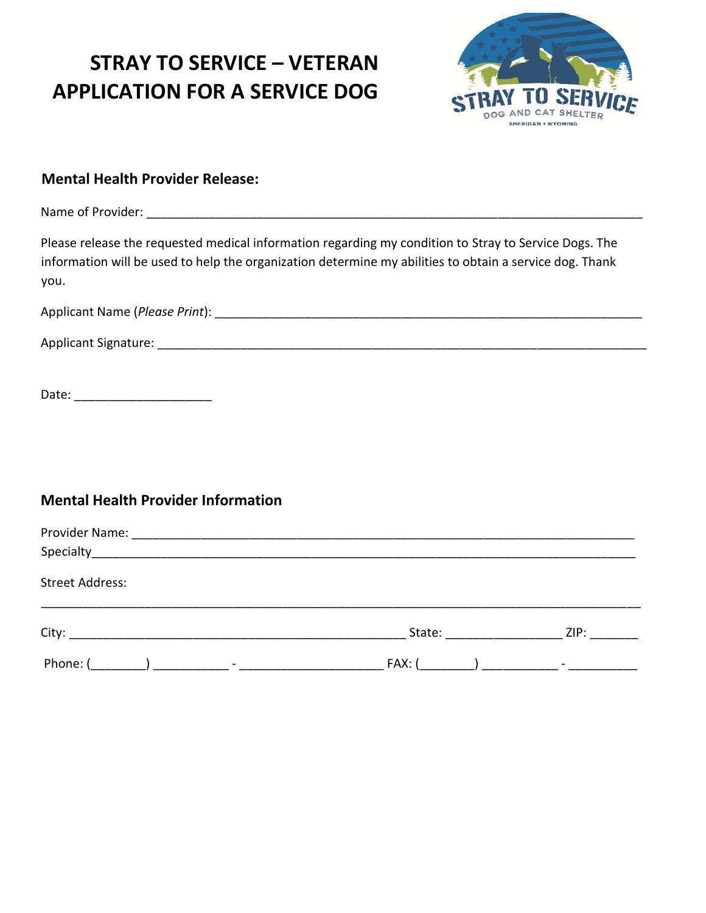# STRAY TO SERVICE – VETERAN APPLICATION FOR A SERVICE DOG

## Mental Health Provider Release:

Name of Provider: ___________________________________________________________________________

Please release the requested medical information regarding my condition to Stray to Service Dogs. The information will be used to help the organization determine my abilities to obtain a service dog. Thank you.

Applicant Name (*Please Print*): _________________________________________________________________

Applicant Signature: ___________________________________________________________________________

Date: ____________________

## Mental Health Provider Information

Provider Name: ___________________________________________________________________________

Specialty___________________________________________________________________________________

Street Address:

______________________________________________________________________________________________

City: ___________________________________________________ State: _________________ ZIP: _______

Phone: (________) ___________ - _____________________ FAX: (________) ___________ - __________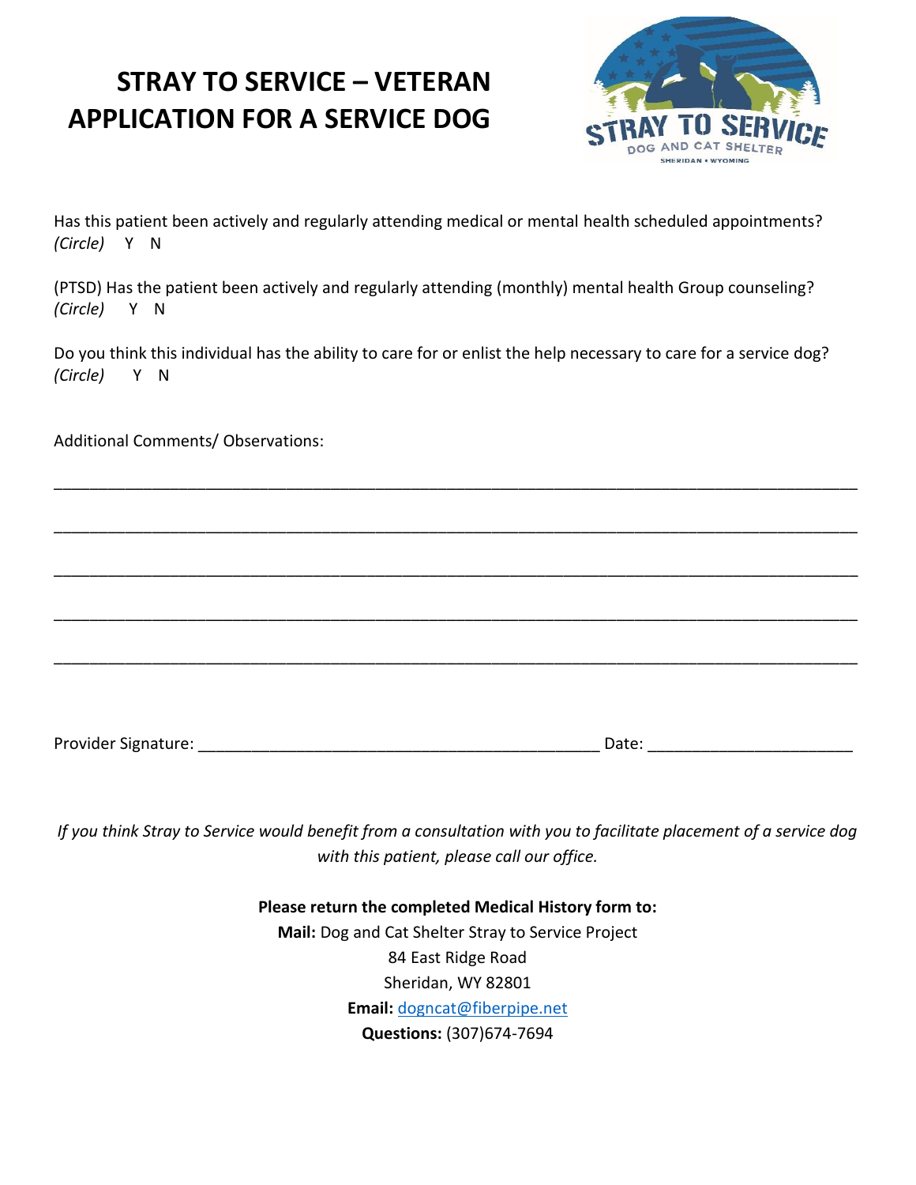# STRAY TO SERVICE – VETERAN APPLICATION FOR A SERVICE DOG

Has this patient been actively and regularly attending medical or mental health scheduled appointments? *(Circle)* Y N

(PTSD) Has the patient been actively and regularly attending (monthly) mental health Group counseling? *(Circle)* Y N

Do you think this individual has the ability to care for or enlist the help necessary to care for a service dog? *(Circle)* Y N

Additional Comments/ Observations:

___________________________________________________________________________________

___________________________________________________________________________________

___________________________________________________________________________________

___________________________________________________________________________________

___________________________________________________________________________________

Provider Signature: _____________________________________________ Date: _______________________

*If you think Stray to Service would benefit from a consultation with you to facilitate placement of a service dog with this patient, please call our office.*

**Please return the completed Medical History form to:**

**Mail:** Dog and Cat Shelter Stray to Service Project
84 East Ridge Road
Sheridan, WY 82801

**Email:** dogncat@fiberpipe.net

**Questions:** (307)674-7694